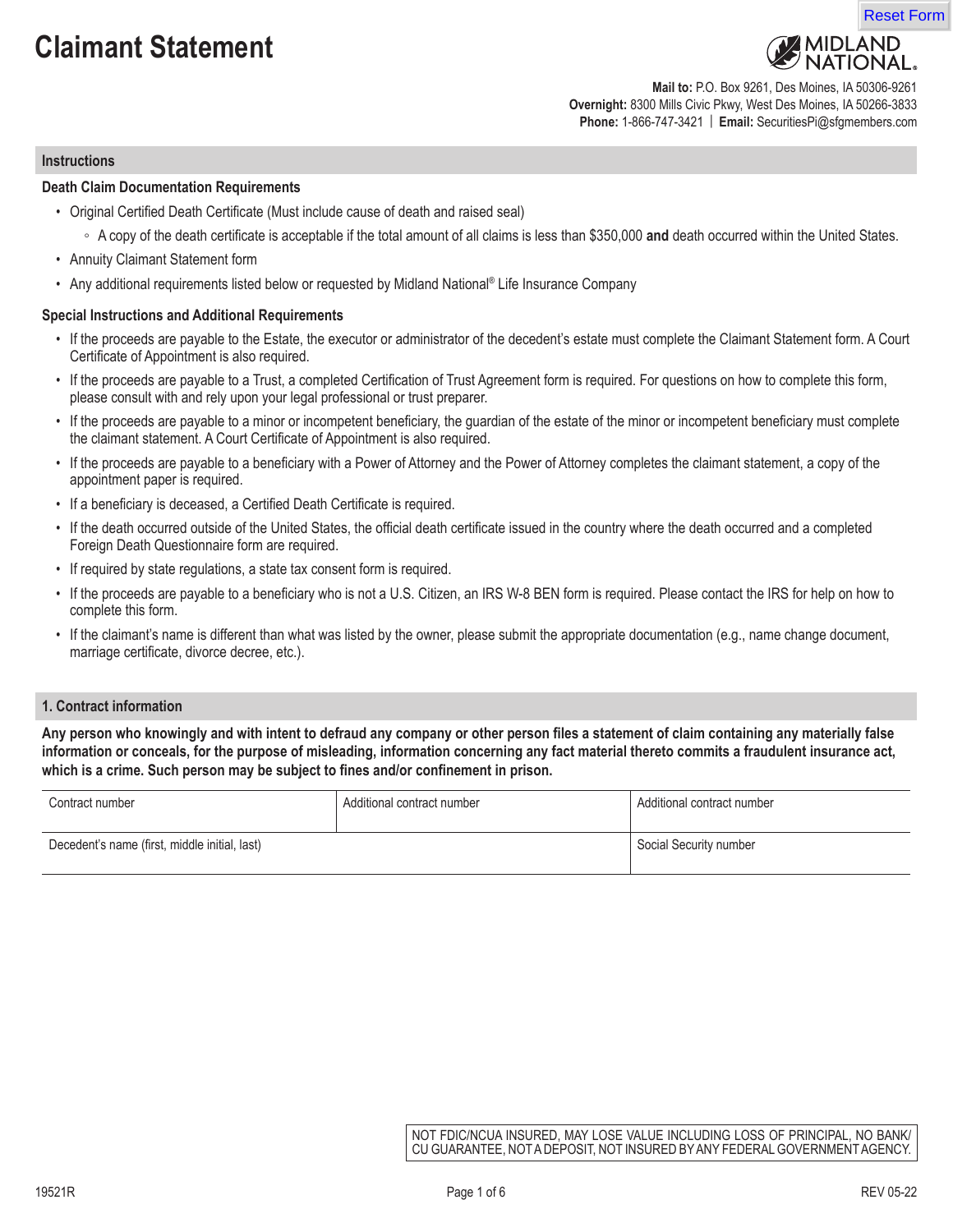# Claimant Statement

MIDLAND NATIONAL.

**Mail to:** P.O. Box 9261, Des Moines, IA 50306-9261
**Overnight:** 8300 Mills Civic Pkwy, West Des Moines, IA 50266-3833
**Phone:** 1-866-747-3421 | **Email:** SecuritiesPi@sfgmembers.com

## Instructions

### Death Claim Documentation Requirements

- Original Certified Death Certificate (Must include cause of death and raised seal)
  - A copy of the death certificate is acceptable if the total amount of all claims is less than $350,000 **and** death occurred within the United States.
- Annuity Claimant Statement form
- Any additional requirements listed below or requested by Midland National® Life Insurance Company

### Special Instructions and Additional Requirements

- If the proceeds are payable to the Estate, the executor or administrator of the decedent's estate must complete the Claimant Statement form. A Court Certificate of Appointment is also required.
- If the proceeds are payable to a Trust, a completed Certification of Trust Agreement form is required. For questions on how to complete this form, please consult with and rely upon your legal professional or trust preparer.
- If the proceeds are payable to a minor or incompetent beneficiary, the guardian of the estate of the minor or incompetent beneficiary must complete the claimant statement. A Court Certificate of Appointment is also required.
- If the proceeds are payable to a beneficiary with a Power of Attorney and the Power of Attorney completes the claimant statement, a copy of the appointment paper is required.
- If a beneficiary is deceased, a Certified Death Certificate is required.
- If the death occurred outside of the United States, the official death certificate issued in the country where the death occurred and a completed Foreign Death Questionnaire form are required.
- If required by state regulations, a state tax consent form is required.
- If the proceeds are payable to a beneficiary who is not a U.S. Citizen, an IRS W-8 BEN form is required. Please contact the IRS for help on how to complete this form.
- If the claimant's name is different than what was listed by the owner, please submit the appropriate documentation (e.g., name change document, marriage certificate, divorce decree, etc.).

## 1. Contract information

**Any person who knowingly and with intent to defraud any company or other person files a statement of claim containing any materially false information or conceals, for the purpose of misleading, information concerning any fact material thereto commits a fraudulent insurance act, which is a crime. Such person may be subject to fines and/or confinement in prison.**

| Contract number | Additional contract number | Additional contract number |
| --- | --- | --- |
| Decedent's name (first, middle initial, last) | | Social Security number |

NOT FDIC/NCUA INSURED, MAY LOSE VALUE INCLUDING LOSS OF PRINCIPAL, NO BANK/CU GUARANTEE, NOT A DEPOSIT, NOT INSURED BY ANY FEDERAL GOVERNMENT AGENCY.

19521R REV 05-22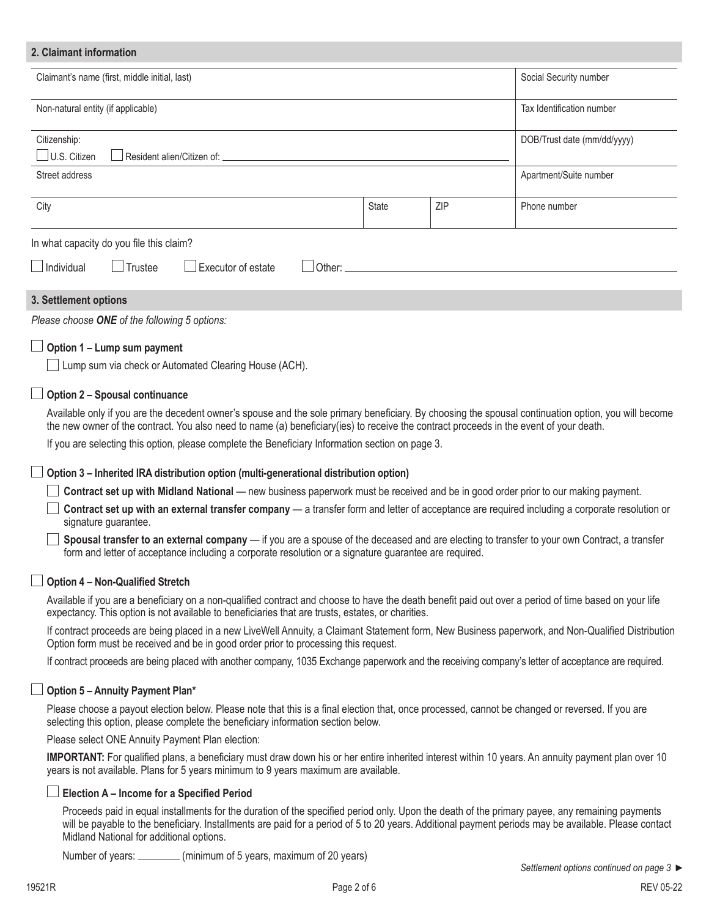## 2. Claimant information

| Claimant's name (first, middle initial, last) | | | Social Security number |
|---|---|---|---|
| Non-natural entity (if applicable) | | | Tax Identification number |
| Citizenship: ☐ U.S. Citizen ☐ Resident alien/Citizen of: ________ | | | DOB/Trust date (mm/dd/yyyy) |
| Street address | | | Apartment/Suite number |
| City | State | ZIP | Phone number |

In what capacity do you file this claim?

☐ Individual ☐ Trustee ☐ Executor of estate ☐ Other: ________

## 3. Settlement options

*Please choose **ONE** of the following 5 options:*

☐ **Option 1 – Lump sum payment**

☐ Lump sum via check or Automated Clearing House (ACH).

☐ **Option 2 – Spousal continuance**

Available only if you are the decedent owner's spouse and the sole primary beneficiary. By choosing the spousal continuation option, you will become the new owner of the contract. You also need to name (a) beneficiary(ies) to receive the contract proceeds in the event of your death.

If you are selecting this option, please complete the Beneficiary Information section on page 3.

☐ **Option 3 – Inherited IRA distribution option (multi-generational distribution option)**

☐ **Contract set up with Midland National** — new business paperwork must be received and be in good order prior to our making payment.

☐ **Contract set up with an external transfer company** — a transfer form and letter of acceptance are required including a corporate resolution or signature guarantee.

☐ **Spousal transfer to an external company** — if you are a spouse of the deceased and are electing to transfer to your own Contract, a transfer form and letter of acceptance including a corporate resolution or a signature guarantee are required.

☐ **Option 4 – Non-Qualified Stretch**

Available if you are a beneficiary on a non-qualified contract and choose to have the death benefit paid out over a period of time based on your life expectancy. This option is not available to beneficiaries that are trusts, estates, or charities.

If contract proceeds are being placed in a new LiveWell Annuity, a Claimant Statement form, New Business paperwork, and Non-Qualified Distribution Option form must be received and be in good order prior to processing this request.

If contract proceeds are being placed with another company, 1035 Exchange paperwork and the receiving company's letter of acceptance are required.

☐ **Option 5 – Annuity Payment Plan***

Please choose a payout election below. Please note that this is a final election that, once processed, cannot be changed or reversed. If you are selecting this option, please complete the beneficiary information section below.

Please select ONE Annuity Payment Plan election:

**IMPORTANT:** For qualified plans, a beneficiary must draw down his or her entire inherited interest within 10 years. An annuity payment plan over 10 years is not available. Plans for 5 years minimum to 9 years maximum are available.

☐ **Election A – Income for a Specified Period**

Proceeds paid in equal installments for the duration of the specified period only. Upon the death of the primary payee, any remaining payments will be payable to the beneficiary. Installments are paid for a period of 5 to 20 years. Additional payment periods may be available. Please contact Midland National for additional options.

Number of years: ________ (minimum of 5 years, maximum of 20 years)

*Settlement options continued on page 3 ►*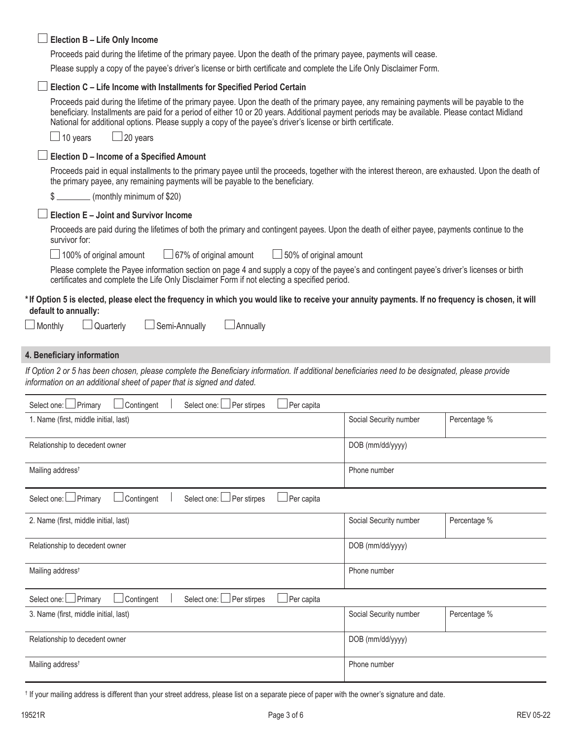☐ **Election B – Life Only Income**

Proceeds paid during the lifetime of the primary payee. Upon the death of the primary payee, payments will cease.

Please supply a copy of the payee's driver's license or birth certificate and complete the Life Only Disclaimer Form.

☐ **Election C – Life Income with Installments for Specified Period Certain**

Proceeds paid during the lifetime of the primary payee. Upon the death of the primary payee, any remaining payments will be payable to the beneficiary. Installments are paid for a period of either 10 or 20 years. Additional payment periods may be available. Please contact Midland National for additional options. Please supply a copy of the payee's driver's license or birth certificate.

☐ 10 years ☐ 20 years

☐ **Election D – Income of a Specified Amount**

Proceeds paid in equal installments to the primary payee until the proceeds, together with the interest thereon, are exhausted. Upon the death of the primary payee, any remaining payments will be payable to the beneficiary.

$ ________ (monthly minimum of $20)

☐ **Election E – Joint and Survivor Income**

Proceeds are paid during the lifetimes of both the primary and contingent payees. Upon the death of either payee, payments continue to the survivor for:

☐ 100% of original amount ☐ 67% of original amount ☐ 50% of original amount

Please complete the Payee information section on page 4 and supply a copy of the payee's and contingent payee's driver's licenses or birth certificates and complete the Life Only Disclaimer Form if not electing a specified period.

**\*If Option 5 is elected, please elect the frequency in which you would like to receive your annuity payments. If no frequency is chosen, it will default to annually:**

☐ Monthly ☐ Quarterly ☐ Semi-Annually ☐ Annually

## 4. Beneficiary information

*If Option 2 or 5 has been chosen, please complete the Beneficiary information. If additional beneficiaries need to be designated, please provide information on an additional sheet of paper that is signed and dated.*

| Select one: ☐ Primary ☐ Contingent \| Select one: ☐ Per stirpes ☐ Per capita | | |
|---|---|---|
| 1. Name (first, middle initial, last) | Social Security number | Percentage % |
| Relationship to decedent owner | DOB (mm/dd/yyyy) | |
| Mailing address† | Phone number | |

| Select one: ☐ Primary ☐ Contingent \| Select one: ☐ Per stirpes ☐ Per capita | | |
|---|---|---|
| 2. Name (first, middle initial, last) | Social Security number | Percentage % |
| Relationship to decedent owner | DOB (mm/dd/yyyy) | |
| Mailing address† | Phone number | |

| Select one: ☐ Primary ☐ Contingent \| Select one: ☐ Per stirpes ☐ Per capita | | |
|---|---|---|
| 3. Name (first, middle initial, last) | Social Security number | Percentage % |
| Relationship to decedent owner | DOB (mm/dd/yyyy) | |
| Mailing address† | Phone number | |

† If your mailing address is different than your street address, please list on a separate piece of paper with the owner's signature and date.

19521R REV 05-22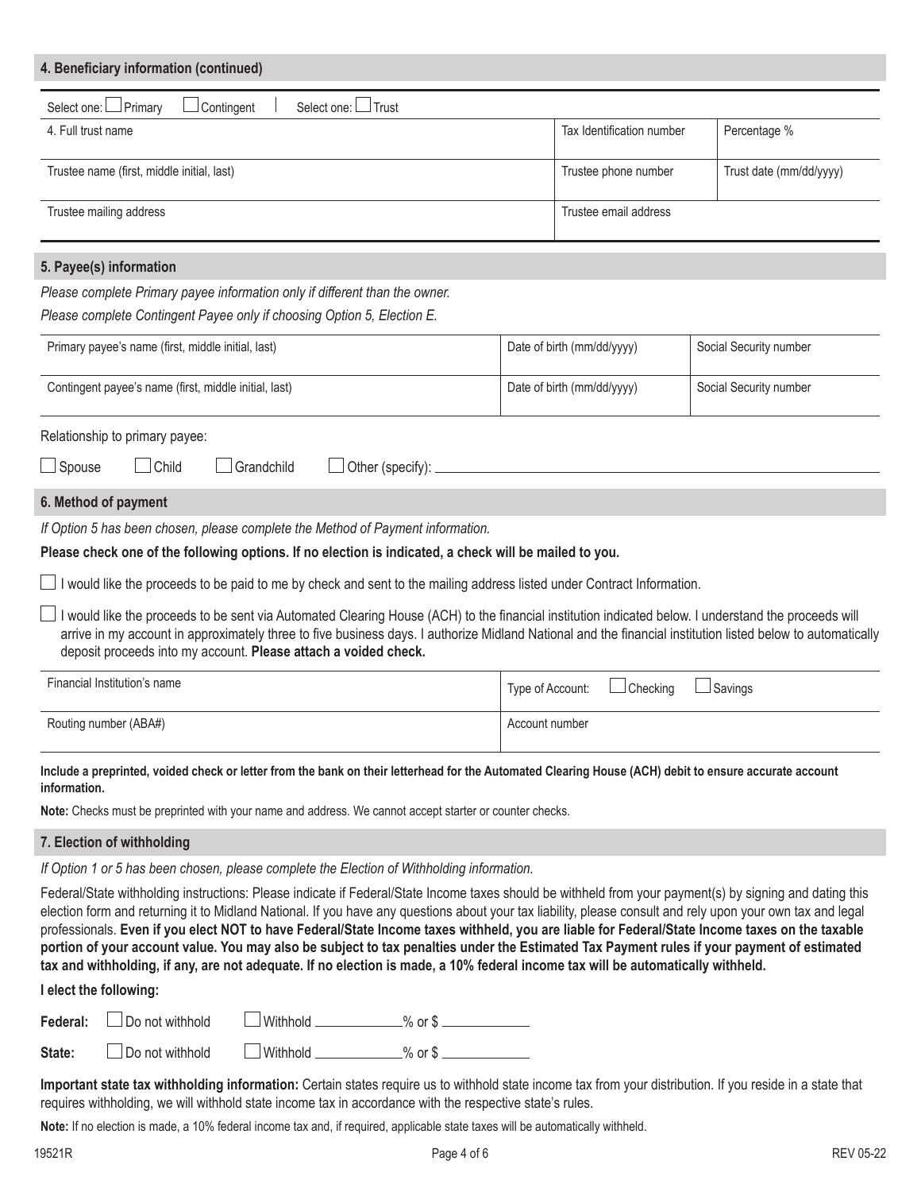## 4. Beneficiary information (continued)

Select one: ☐ Primary ☐ Contingent | Select one: ☐ Trust

| 4. Full trust name | Tax Identification number | Percentage % |
|---|---|---|
| Trustee name (first, middle initial, last) | Trustee phone number | Trust date (mm/dd/yyyy) |
| Trustee mailing address | Trustee email address | |

## 5. Payee(s) information

*Please complete Primary payee information only if different than the owner.*

*Please complete Contingent Payee only if choosing Option 5, Election E.*

| Primary payee's name (first, middle initial, last) | Date of birth (mm/dd/yyyy) | Social Security number |
|---|---|---|
| Contingent payee's name (first, middle initial, last) | Date of birth (mm/dd/yyyy) | Social Security number |

Relationship to primary payee:

☐ Spouse ☐ Child ☐ Grandchild ☐ Other (specify): ____________________

## 6. Method of payment

*If Option 5 has been chosen, please complete the Method of Payment information.*

**Please check one of the following options. If no election is indicated, a check will be mailed to you.**

☐ I would like the proceeds to be paid to me by check and sent to the mailing address listed under Contract Information.

☐ I would like the proceeds to be sent via Automated Clearing House (ACH) to the financial institution indicated below. I understand the proceeds will arrive in my account in approximately three to five business days. I authorize Midland National and the financial institution listed below to automatically deposit proceeds into my account. **Please attach a voided check.**

| Financial Institution's name | Type of Account: ☐ Checking ☐ Savings |
|---|---|
| Routing number (ABA#) | Account number |

**Include a preprinted, voided check or letter from the bank on their letterhead for the Automated Clearing House (ACH) debit to ensure accurate account information.**

**Note:** Checks must be preprinted with your name and address. We cannot accept starter or counter checks.

## 7. Election of withholding

*If Option 1 or 5 has been chosen, please complete the Election of Withholding information.*

Federal/State withholding instructions: Please indicate if Federal/State Income taxes should be withheld from your payment(s) by signing and dating this election form and returning it to Midland National. If you have any questions about your tax liability, please consult and rely upon your own tax and legal professionals. **Even if you elect NOT to have Federal/State Income taxes withheld, you are liable for Federal/State Income taxes on the taxable portion of your account value. You may also be subject to tax penalties under the Estimated Tax Payment rules if your payment of estimated tax and withholding, if any, are not adequate. If no election is made, a 10% federal income tax will be automatically withheld.**

**I elect the following:**

**Federal:** ☐ Do not withhold ☐ Withhold ________% or $ ________

**State:** ☐ Do not withhold ☐ Withhold ________% or $ ________

**Important state tax withholding information:** Certain states require us to withhold state income tax from your distribution. If you reside in a state that requires withholding, we will withhold state income tax in accordance with the respective state's rules.

**Note:** If no election is made, a 10% federal income tax and, if required, applicable state taxes will be automatically withheld.

19521R REV 05-22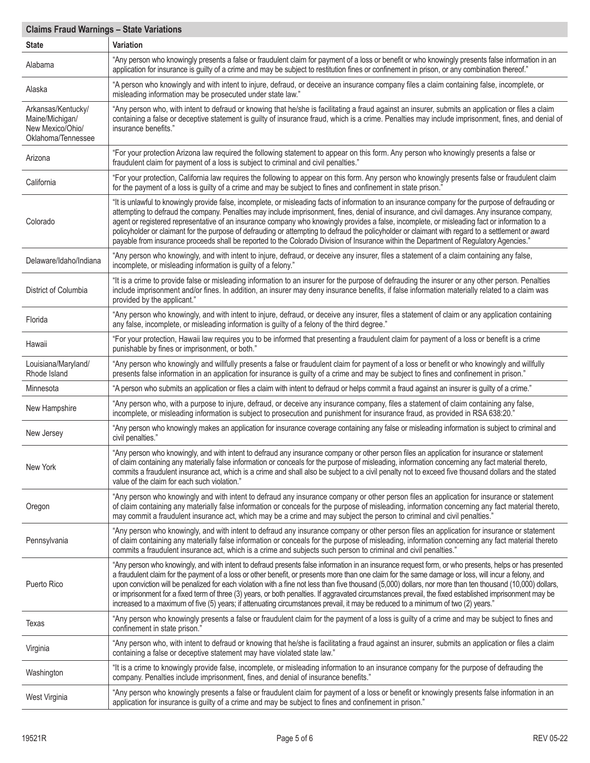## Claims Fraud Warnings – State Variations

| State | Variation |
|---|---|
| Alabama | "Any person who knowingly presents a false or fraudulent claim for payment of a loss or benefit or who knowingly presents false information in an application for insurance is guilty of a crime and may be subject to restitution fines or confinement in prison, or any combination thereof." |
| Alaska | "A person who knowingly and with intent to injure, defraud, or deceive an insurance company files a claim containing false, incomplete, or misleading information may be prosecuted under state law." |
| Arkansas/Kentucky/ Maine/Michigan/ New Mexico/Ohio/ Oklahoma/Tennessee | "Any person who, with intent to defraud or knowing that he/she is facilitating a fraud against an insurer, submits an application or files a claim containing a false or deceptive statement is guilty of insurance fraud, which is a crime. Penalties may include imprisonment, fines, and denial of insurance benefits." |
| Arizona | "For your protection Arizona law required the following statement to appear on this form. Any person who knowingly presents a false or fraudulent claim for payment of a loss is subject to criminal and civil penalties." |
| California | "For your protection, California law requires the following to appear on this form. Any person who knowingly presents false or fraudulent claim for the payment of a loss is guilty of a crime and may be subject to fines and confinement in state prison." |
| Colorado | "It is unlawful to knowingly provide false, incomplete, or misleading facts of information to an insurance company for the purpose of defrauding or attempting to defraud the company. Penalties may include imprisonment, fines, denial of insurance, and civil damages. Any insurance company, agent or registered representative of an insurance company who knowingly provides a false, incomplete, or misleading fact or information to a policyholder or claimant for the purpose of defrauding or attempting to defraud the policyholder or claimant with regard to a settlement or award payable from insurance proceeds shall be reported to the Colorado Division of Insurance within the Department of Regulatory Agencies." |
| Delaware/Idaho/Indiana | "Any person who knowingly, and with intent to injure, defraud, or deceive any insurer, files a statement of a claim containing any false, incomplete, or misleading information is guilty of a felony." |
| District of Columbia | "It is a crime to provide false or misleading information to an insurer for the purpose of defrauding the insurer or any other person. Penalties include imprisonment and/or fines. In addition, an insurer may deny insurance benefits, if false information materially related to a claim was provided by the applicant." |
| Florida | "Any person who knowingly, and with intent to injure, defraud, or deceive any insurer, files a statement of claim or any application containing any false, incomplete, or misleading information is guilty of a felony of the third degree." |
| Hawaii | "For your protection, Hawaii law requires you to be informed that presenting a fraudulent claim for payment of a loss or benefit is a crime punishable by fines or imprisonment, or both." |
| Louisiana/Maryland/ Rhode Island | "Any person who knowingly and willfully presents a false or fraudulent claim for payment of a loss or benefit or who knowingly and willfully presents false information in an application for insurance is guilty of a crime and may be subject to fines and confinement in prison." |
| Minnesota | "A person who submits an application or files a claim with intent to defraud or helps commit a fraud against an insurer is guilty of a crime." |
| New Hampshire | "Any person who, with a purpose to injure, defraud, or deceive any insurance company, files a statement of claim containing any false, incomplete, or misleading information is subject to prosecution and punishment for insurance fraud, as provided in RSA 638:20." |
| New Jersey | "Any person who knowingly makes an application for insurance coverage containing any false or misleading information is subject to criminal and civil penalties." |
| New York | "Any person who knowingly, and with intent to defraud any insurance company or other person files an application for insurance or statement of claim containing any materially false information or conceals for the purpose of misleading, information concerning any fact material thereto, commits a fraudulent insurance act, which is a crime and shall also be subject to a civil penalty not to exceed five thousand dollars and the stated value of the claim for each such violation." |
| Oregon | "Any person who knowingly and with intent to defraud any insurance company or other person files an application for insurance or statement of claim containing any materially false information or conceals for the purpose of misleading, information concerning any fact material thereto, may commit a fraudulent insurance act, which may be a crime and may subject the person to criminal and civil penalties." |
| Pennsylvania | "Any person who knowingly, and with intent to defraud any insurance company or other person files an application for insurance or statement of claim containing any materially false information or conceals for the purpose of misleading, information concerning any fact material thereto commits a fraudulent insurance act, which is a crime and subjects such person to criminal and civil penalties." |
| Puerto Rico | "Any person who knowingly, and with intent to defraud presents false information in an insurance request form, or who presents, helps or has presented a fraudulent claim for the payment of a loss or other benefit, or presents more than one claim for the same damage or loss, will incur a felony, and upon conviction will be penalized for each violation with a fine not less than five thousand (5,000) dollars, nor more than ten thousand (10,000) dollars, or imprisonment for a fixed term of three (3) years, or both penalties. If aggravated circumstances prevail, the fixed established imprisonment may be increased to a maximum of five (5) years; if attenuating circumstances prevail, it may be reduced to a minimum of two (2) years." |
| Texas | "Any person who knowingly presents a false or fraudulent claim for the payment of a loss is guilty of a crime and may be subject to fines and confinement in state prison." |
| Virginia | "Any person who, with intent to defraud or knowing that he/she is facilitating a fraud against an insurer, submits an application or files a claim containing a false or deceptive statement may have violated state law." |
| Washington | "It is a crime to knowingly provide false, incomplete, or misleading information to an insurance company for the purpose of defrauding the company. Penalties include imprisonment, fines, and denial of insurance benefits." |
| West Virginia | "Any person who knowingly presents a false or fraudulent claim for payment of a loss or benefit or knowingly presents false information in an application for insurance is guilty of a crime and may be subject to fines and confinement in prison." |

19521R REV 05-22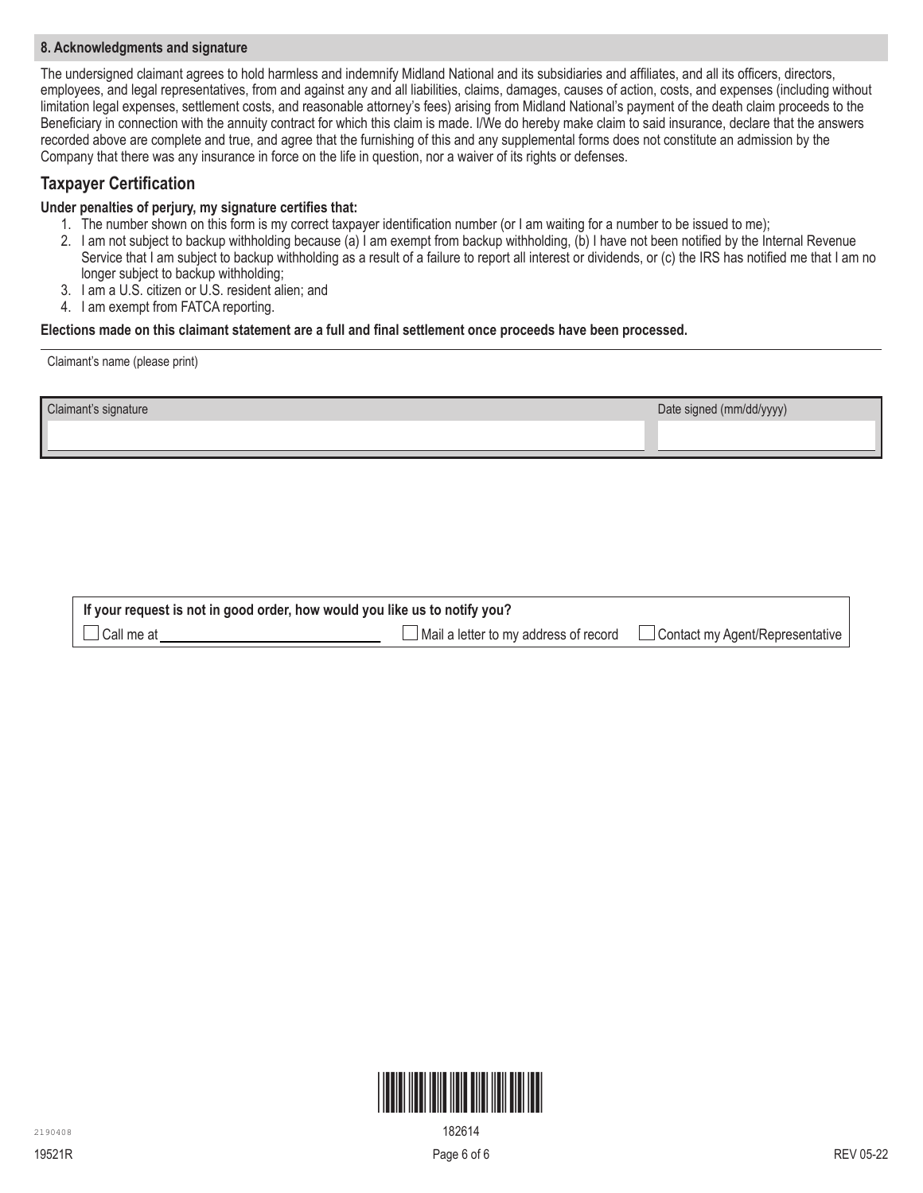### 8. Acknowledgments and signature

The undersigned claimant agrees to hold harmless and indemnify Midland National and its subsidiaries and affiliates, and all its officers, directors, employees, and legal representatives, from and against any and all liabilities, claims, damages, causes of action, costs, and expenses (including without limitation legal expenses, settlement costs, and reasonable attorney's fees) arising from Midland National's payment of the death claim proceeds to the Beneficiary in connection with the annuity contract for which this claim is made. I/We do hereby make claim to said insurance, declare that the answers recorded above are complete and true, and agree that the furnishing of this and any supplemental forms does not constitute an admission by the Company that there was any insurance in force on the life in question, nor a waiver of its rights or defenses.

## Taxpayer Certification

**Under penalties of perjury, my signature certifies that:**

1. The number shown on this form is my correct taxpayer identification number (or I am waiting for a number to be issued to me);
2. I am not subject to backup withholding because (a) I am exempt from backup withholding, (b) I have not been notified by the Internal Revenue Service that I am subject to backup withholding as a result of a failure to report all interest or dividends, or (c) the IRS has notified me that I am no longer subject to backup withholding;
3. I am a U.S. citizen or U.S. resident alien; and
4. I am exempt from FATCA reporting.

**Elections made on this claimant statement are a full and final settlement once proceeds have been processed.**

Claimant's name (please print) ______________________

| Claimant's signature | Date signed (mm/dd/yyyy) |
|---|---|
| | |

**If your request is not in good order, how would you like us to notify you?**

☐ Call me at ______________________ ☐ Mail a letter to my address of record ☐ Contact my Agent/Representative

2190408

182614

19521R

REV 05-22